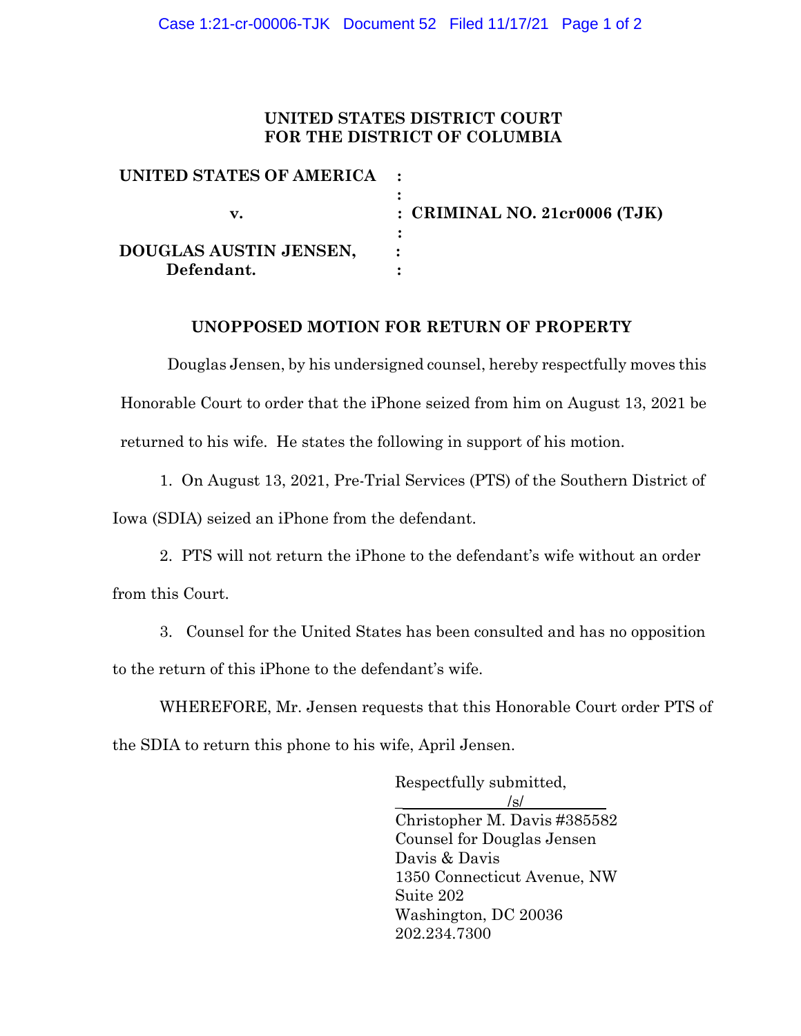**UNITED STATES DISTRICT COURT**
**FOR THE DISTRICT OF COLUMBIA**

| | | |
|---|---|---|
| **UNITED STATES OF AMERICA** | : | |
| | : | |
| **v.** | : | **CRIMINAL NO. 21cr0006 (TJK)** |
| | : | |
| **DOUGLAS AUSTIN JENSEN,** | : | |
| **Defendant.** | : | |

**UNOPPOSED MOTION FOR RETURN OF PROPERTY**

Douglas Jensen, by his undersigned counsel, hereby respectfully moves this Honorable Court to order that the iPhone seized from him on August 13, 2021 be returned to his wife. He states the following in support of his motion.

1. On August 13, 2021, Pre-Trial Services (PTS) of the Southern District of Iowa (SDIA) seized an iPhone from the defendant.

2. PTS will not return the iPhone to the defendant's wife without an order from this Court.

3. Counsel for the United States has been consulted and has no opposition to the return of this iPhone to the defendant's wife.

WHEREFORE, Mr. Jensen requests that this Honorable Court order PTS of the SDIA to return this phone to his wife, April Jensen.

Respectfully submitted,
/s/
Christopher M. Davis #385582
Counsel for Douglas Jensen
Davis & Davis
1350 Connecticut Avenue, NW
Suite 202
Washington, DC 20036
202.234.7300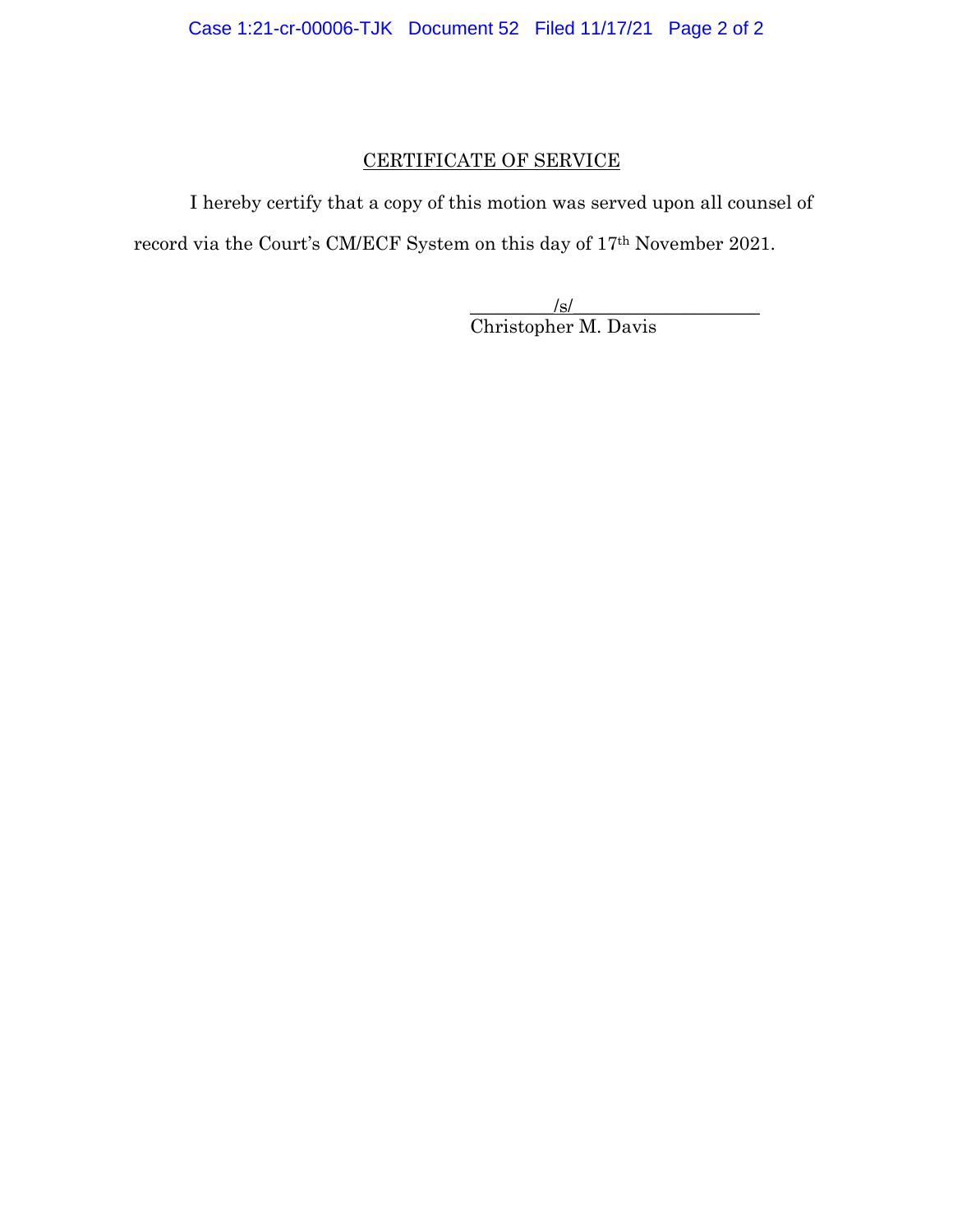CERTIFICATE OF SERVICE

I hereby certify that a copy of this motion was served upon all counsel of record via the Court's CM/ECF System on this day of 17th November 2021.

/s/
Christopher M. Davis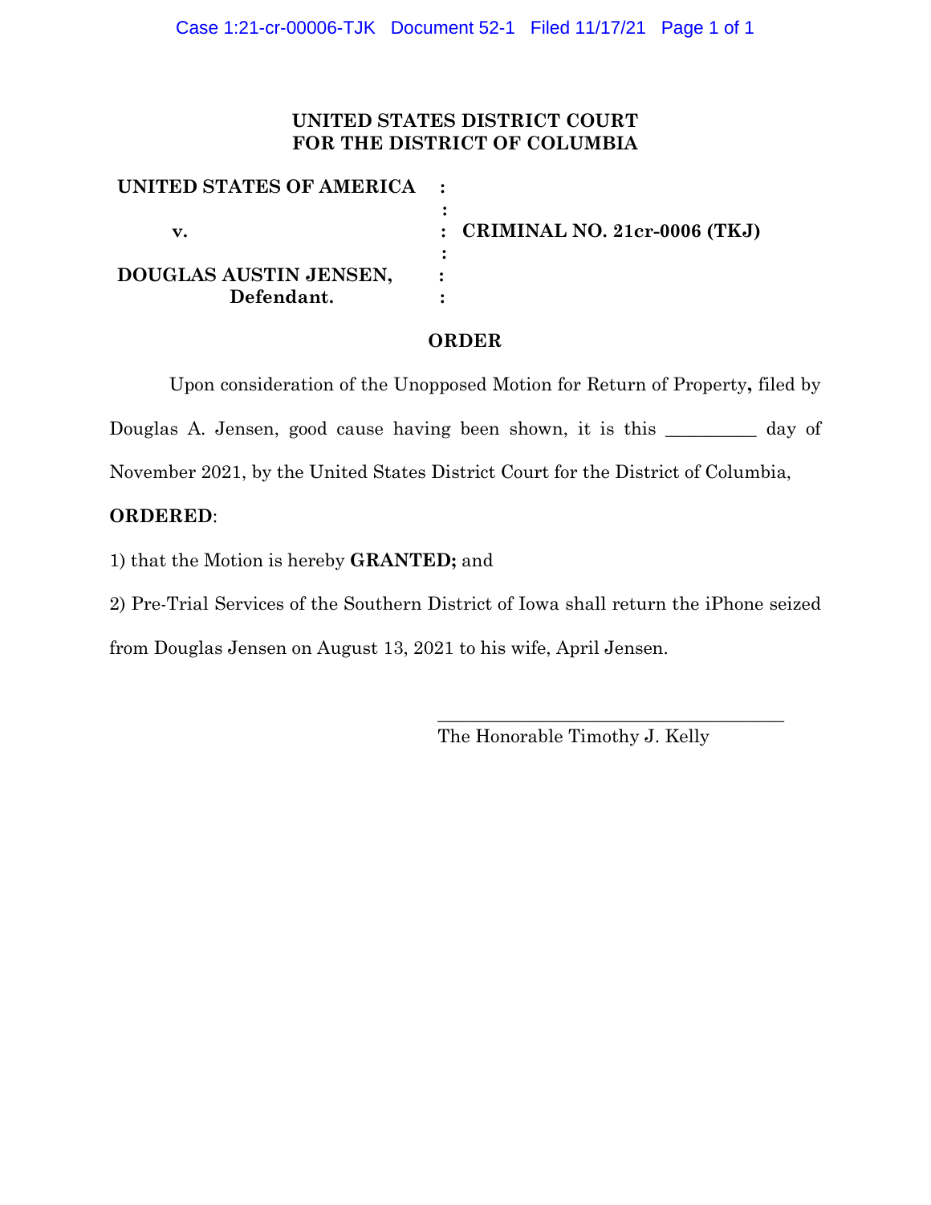**UNITED STATES DISTRICT COURT**
**FOR THE DISTRICT OF COLUMBIA**

| | | |
|---|---|---|
| **UNITED STATES OF AMERICA** | : | |
| | : | |
| **v.** | : | **CRIMINAL NO. 21cr-0006 (TKJ)** |
| | : | |
| **DOUGLAS AUSTIN JENSEN,** | : | |
| **Defendant.** | : | |

**ORDER**

Upon consideration of the Unopposed Motion for Return of Property**,** filed by Douglas A. Jensen, good cause having been shown, it is this _________ day of November 2021, by the United States District Court for the District of Columbia,

**ORDERED**:

1) that the Motion is hereby **GRANTED;** and

2) Pre-Trial Services of the Southern District of Iowa shall return the iPhone seized from Douglas Jensen on August 13, 2021 to his wife, April Jensen.

_____________________________________
The Honorable Timothy J. Kelly